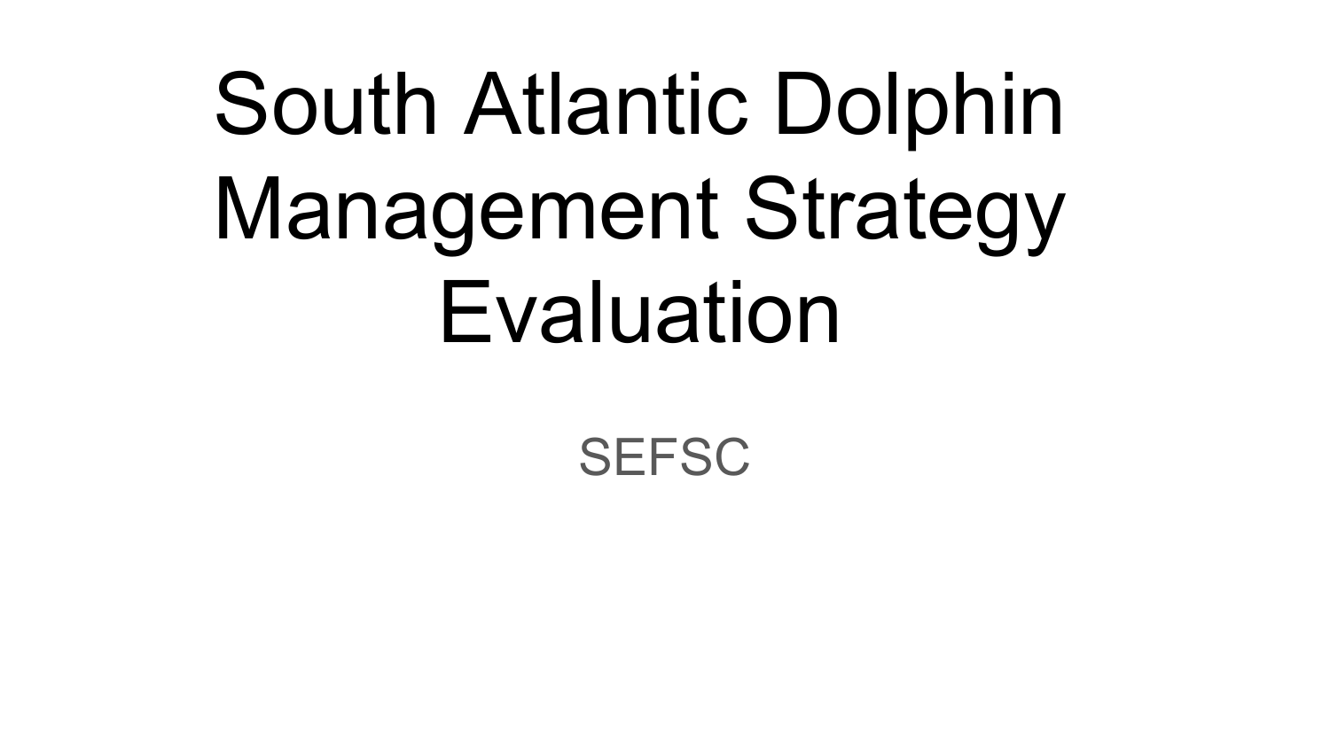# South Atlantic Dolphin Management Strategy Evaluation

SEFSC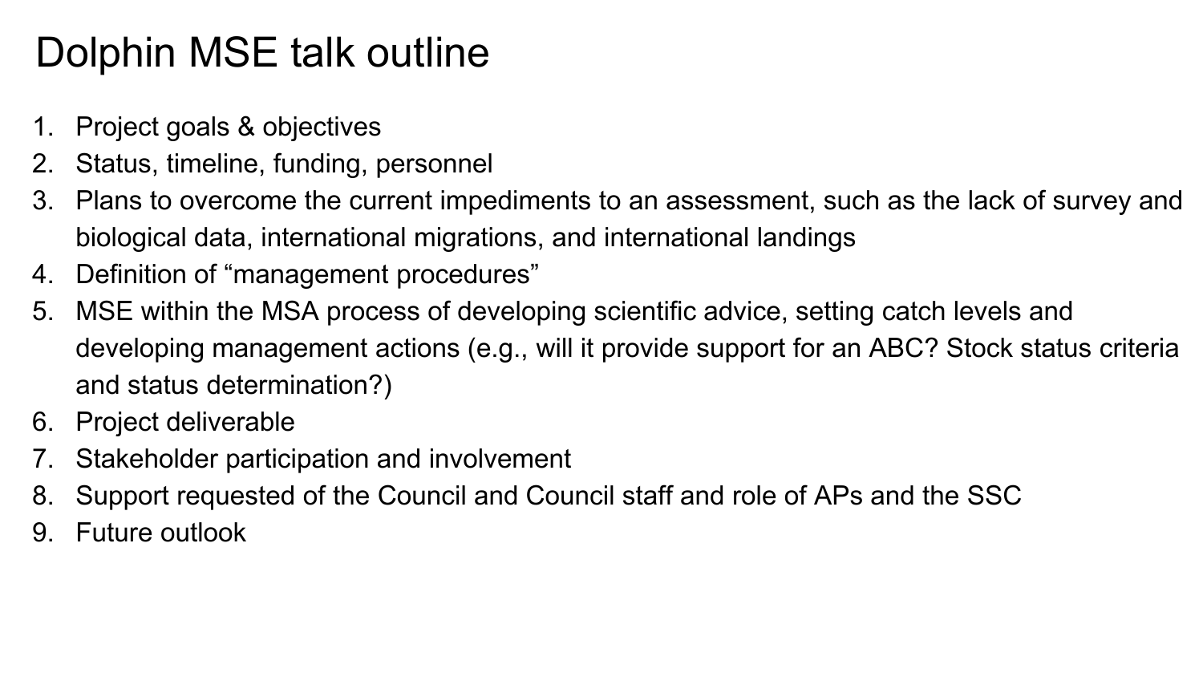# Dolphin MSE talk outline

1. Project goals & objectives
2. Status, timeline, funding, personnel
3. Plans to overcome the current impediments to an assessment, such as the lack of survey and biological data, international migrations, and international landings
4. Definition of "management procedures"
5. MSE within the MSA process of developing scientific advice, setting catch levels and developing management actions (e.g., will it provide support for an ABC? Stock status criteria and status determination?)
6. Project deliverable
7. Stakeholder participation and involvement
8. Support requested of the Council and Council staff and role of APs and the SSC
9. Future outlook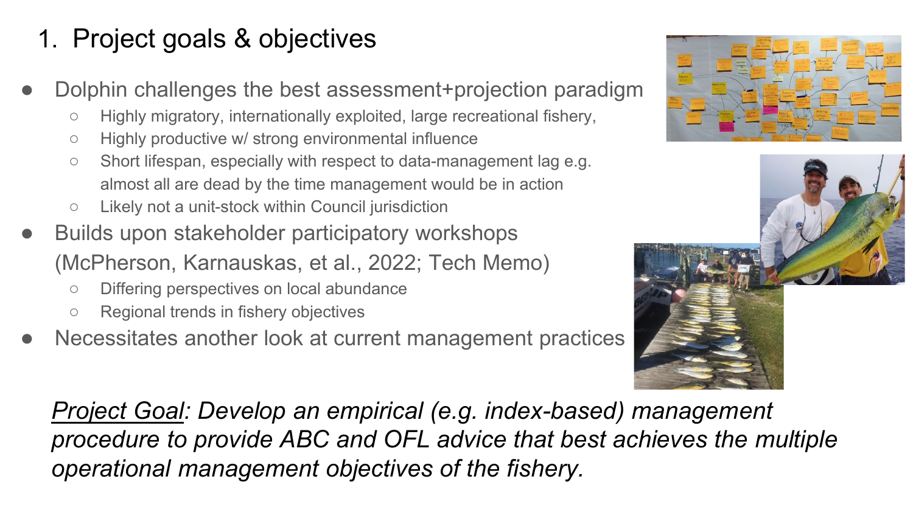# 1. Project goals & objectives

- Dolphin challenges the best assessment+projection paradigm
  - Highly migratory, internationally exploited, large recreational fishery,
  - Highly productive w/ strong environmental influence
  - Short lifespan, especially with respect to data-management lag e.g. almost all are dead by the time management would be in action
  - Likely not a unit-stock within Council jurisdiction
- Builds upon stakeholder participatory workshops (McPherson, Karnauskas, et al., 2022; Tech Memo)
  - Differing perspectives on local abundance
  - Regional trends in fishery objectives
- Necessitates another look at current management practices

*<u>Project Goal</u>: Develop an empirical (e.g. index-based) management procedure to provide ABC and OFL advice that best achieves the multiple operational management objectives of the fishery.*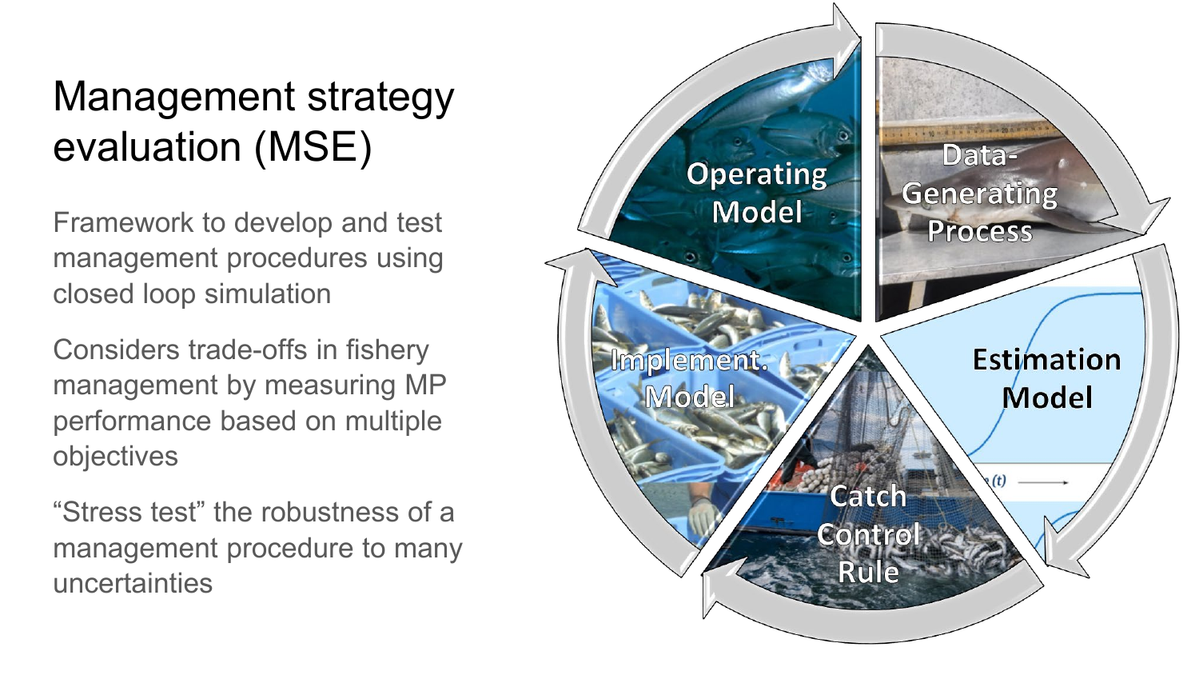# Management strategy evaluation (MSE)

Framework to develop and test management procedures using closed loop simulation

Considers trade-offs in fishery management by measuring MP performance based on multiple objectives

"Stress test" the robustness of a management procedure to many uncertainties

Operating Model

Data-Generating Process

Estimation Model

Catch Control Rule

Implement. Model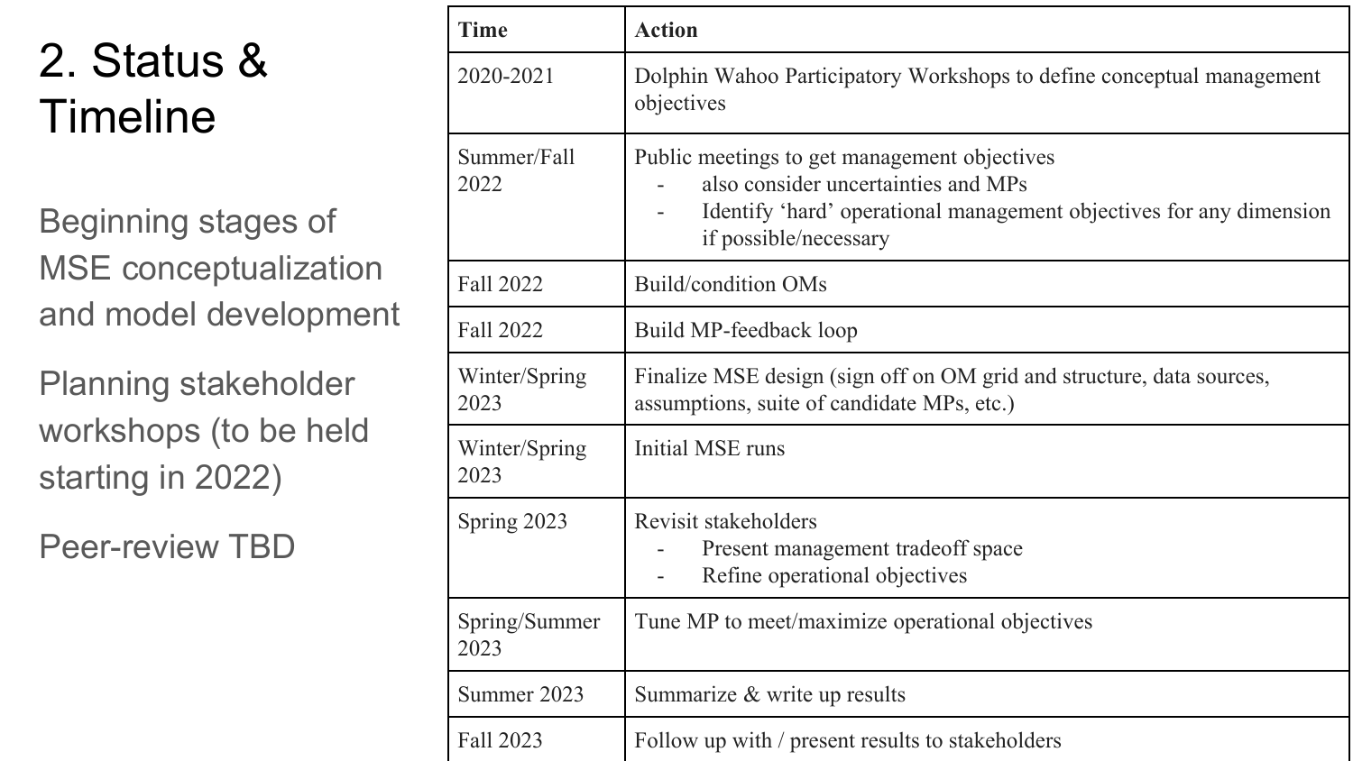# 2. Status & Timeline

Beginning stages of MSE conceptualization and model development

Planning stakeholder workshops (to be held starting in 2022)

Peer-review TBD

| Time | Action |
| --- | --- |
| 2020-2021 | Dolphin Wahoo Participatory Workshops to define conceptual management objectives |
| Summer/Fall 2022 | Public meetings to get management objectives<br>- also consider uncertainties and MPs<br>- Identify 'hard' operational management objectives for any dimension if possible/necessary |
| Fall 2022 | Build/condition OMs |
| Fall 2022 | Build MP-feedback loop |
| Winter/Spring 2023 | Finalize MSE design (sign off on OM grid and structure, data sources, assumptions, suite of candidate MPs, etc.) |
| Winter/Spring 2023 | Initial MSE runs |
| Spring 2023 | Revisit stakeholders<br>- Present management tradeoff space<br>- Refine operational objectives |
| Spring/Summer 2023 | Tune MP to meet/maximize operational objectives |
| Summer 2023 | Summarize & write up results |
| Fall 2023 | Follow up with / present results to stakeholders |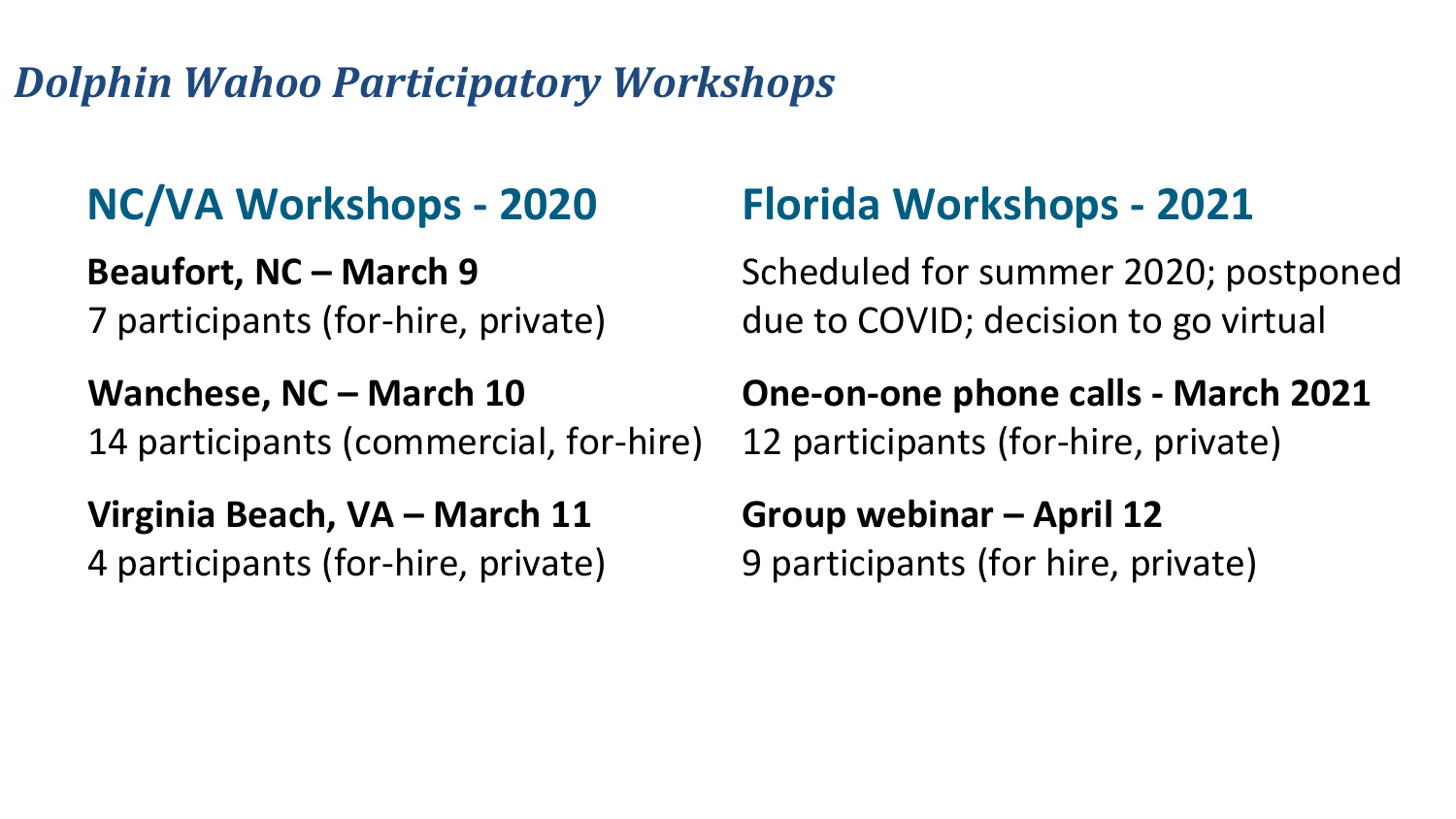# *Dolphin Wahoo Participatory Workshops*

## NC/VA Workshops - 2020

**Beaufort, NC – March 9**
7 participants (for-hire, private)

**Wanchese, NC – March 10**
14 participants (commercial, for-hire)

**Virginia Beach, VA – March 11**
4 participants (for-hire, private)

## Florida Workshops - 2021

Scheduled for summer 2020; postponed due to COVID; decision to go virtual

**One-on-one phone calls - March 2021**
12 participants (for-hire, private)

**Group webinar – April 12**
9 participants (for hire, private)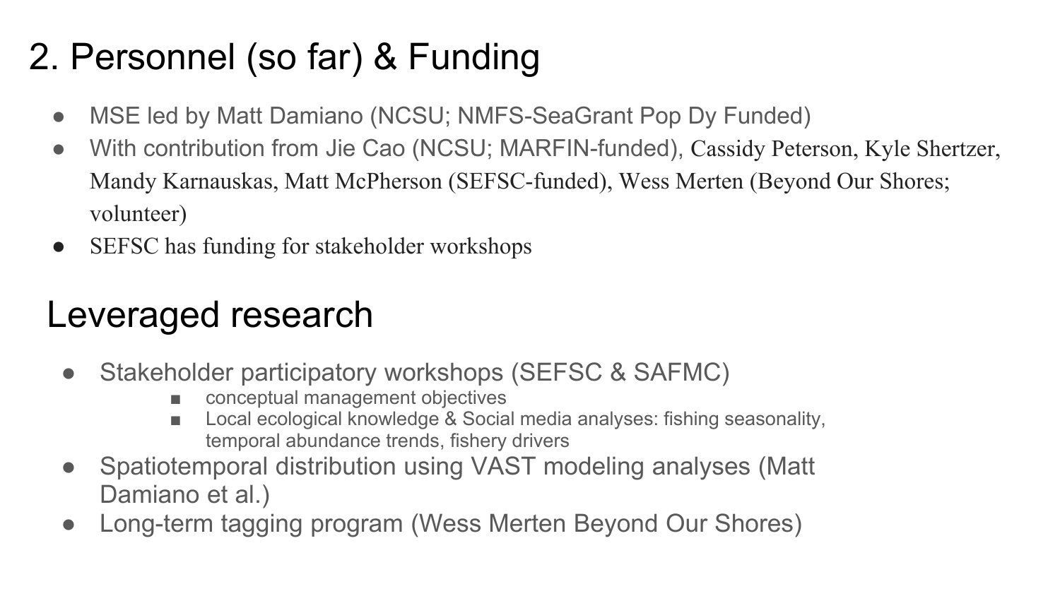# 2. Personnel (so far) & Funding

- MSE led by Matt Damiano (NCSU; NMFS-SeaGrant Pop Dy Funded)
- With contribution from Jie Cao (NCSU; MARFIN-funded), Cassidy Peterson, Kyle Shertzer, Mandy Karnauskas, Matt McPherson (SEFSC-funded), Wess Merten (Beyond Our Shores; volunteer)
- SEFSC has funding for stakeholder workshops

## Leveraged research

- Stakeholder participatory workshops (SEFSC & SAFMC)
  - conceptual management objectives
  - Local ecological knowledge & Social media analyses: fishing seasonality, temporal abundance trends, fishery drivers
- Spatiotemporal distribution using VAST modeling analyses (Matt Damiano et al.)
- Long-term tagging program (Wess Merten Beyond Our Shores)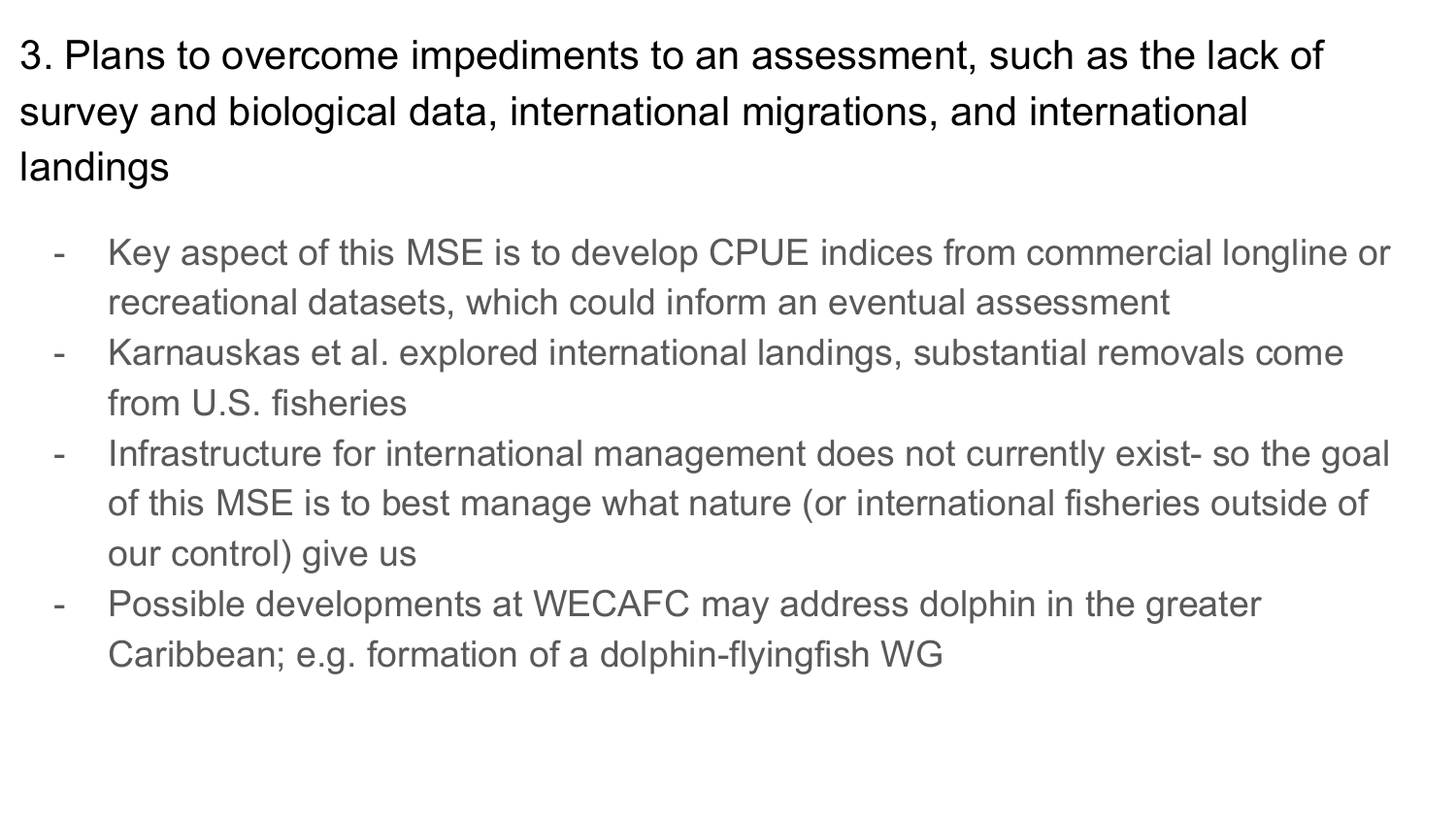## 3. Plans to overcome impediments to an assessment, such as the lack of survey and biological data, international migrations, and international landings

- Key aspect of this MSE is to develop CPUE indices from commercial longline or recreational datasets, which could inform an eventual assessment
- Karnauskas et al. explored international landings, substantial removals come from U.S. fisheries
- Infrastructure for international management does not currently exist- so the goal of this MSE is to best manage what nature (or international fisheries outside of our control) give us
- Possible developments at WECAFC may address dolphin in the greater Caribbean; e.g. formation of a dolphin-flyingfish WG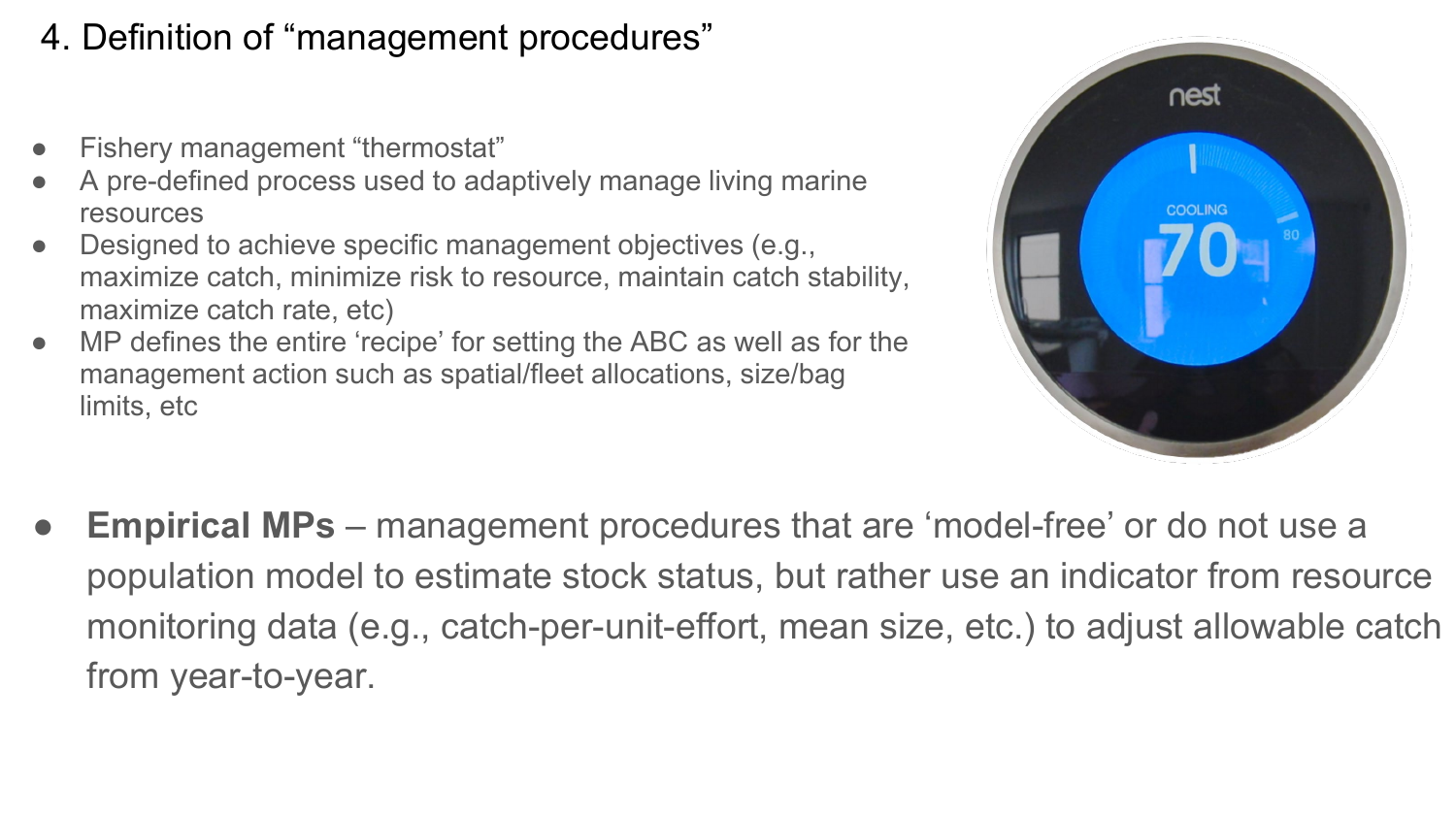# 4. Definition of “management procedures”

- Fishery management “thermostat”
- A pre-defined process used to adaptively manage living marine resources
- Designed to achieve specific management objectives (e.g., maximize catch, minimize risk to resource, maintain catch stability, maximize catch rate, etc)
- MP defines the entire ‘recipe’ for setting the ABC as well as for the management action such as spatial/fleet allocations, size/bag limits, etc

- **Empirical MPs** – management procedures that are ‘model-free’ or do not use a population model to estimate stock status, but rather use an indicator from resource monitoring data (e.g., catch-per-unit-effort, mean size, etc.) to adjust allowable catch from year-to-year.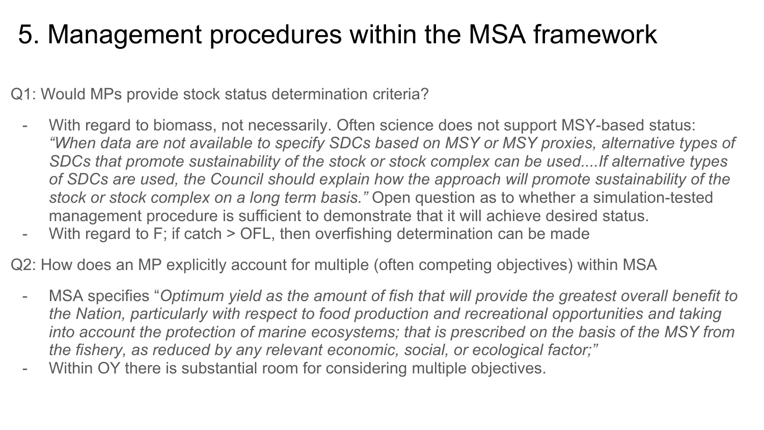# 5. Management procedures within the MSA framework

Q1: Would MPs provide stock status determination criteria?

- With regard to biomass, not necessarily. Often science does not support MSY-based status: *"When data are not available to specify SDCs based on MSY or MSY proxies, alternative types of SDCs that promote sustainability of the stock or stock complex can be used....If alternative types of SDCs are used, the Council should explain how the approach will promote sustainability of the stock or stock complex on a long term basis."* Open question as to whether a simulation-tested management procedure is sufficient to demonstrate that it will achieve desired status.
- With regard to F; if catch > OFL, then overfishing determination can be made

Q2: How does an MP explicitly account for multiple (often competing objectives) within MSA

- MSA specifies "*Optimum yield as the amount of fish that will provide the greatest overall benefit to the Nation, particularly with respect to food production and recreational opportunities and taking into account the protection of marine ecosystems; that is prescribed on the basis of the MSY from the fishery, as reduced by any relevant economic, social, or ecological factor;"*
- Within OY there is substantial room for considering multiple objectives.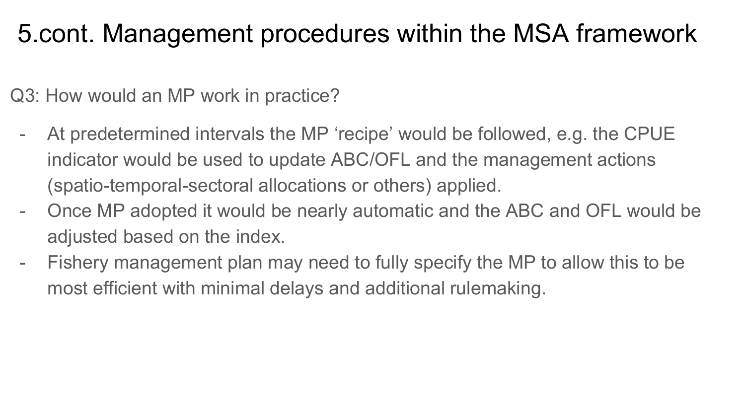# 5.cont. Management procedures within the MSA framework

Q3: How would an MP work in practice?

- At predetermined intervals the MP ‘recipe’ would be followed, e.g. the CPUE indicator would be used to update ABC/OFL and the management actions (spatio-temporal-sectoral allocations or others) applied.
- Once MP adopted it would be nearly automatic and the ABC and OFL would be adjusted based on the index.
- Fishery management plan may need to fully specify the MP to allow this to be most efficient with minimal delays and additional rulemaking.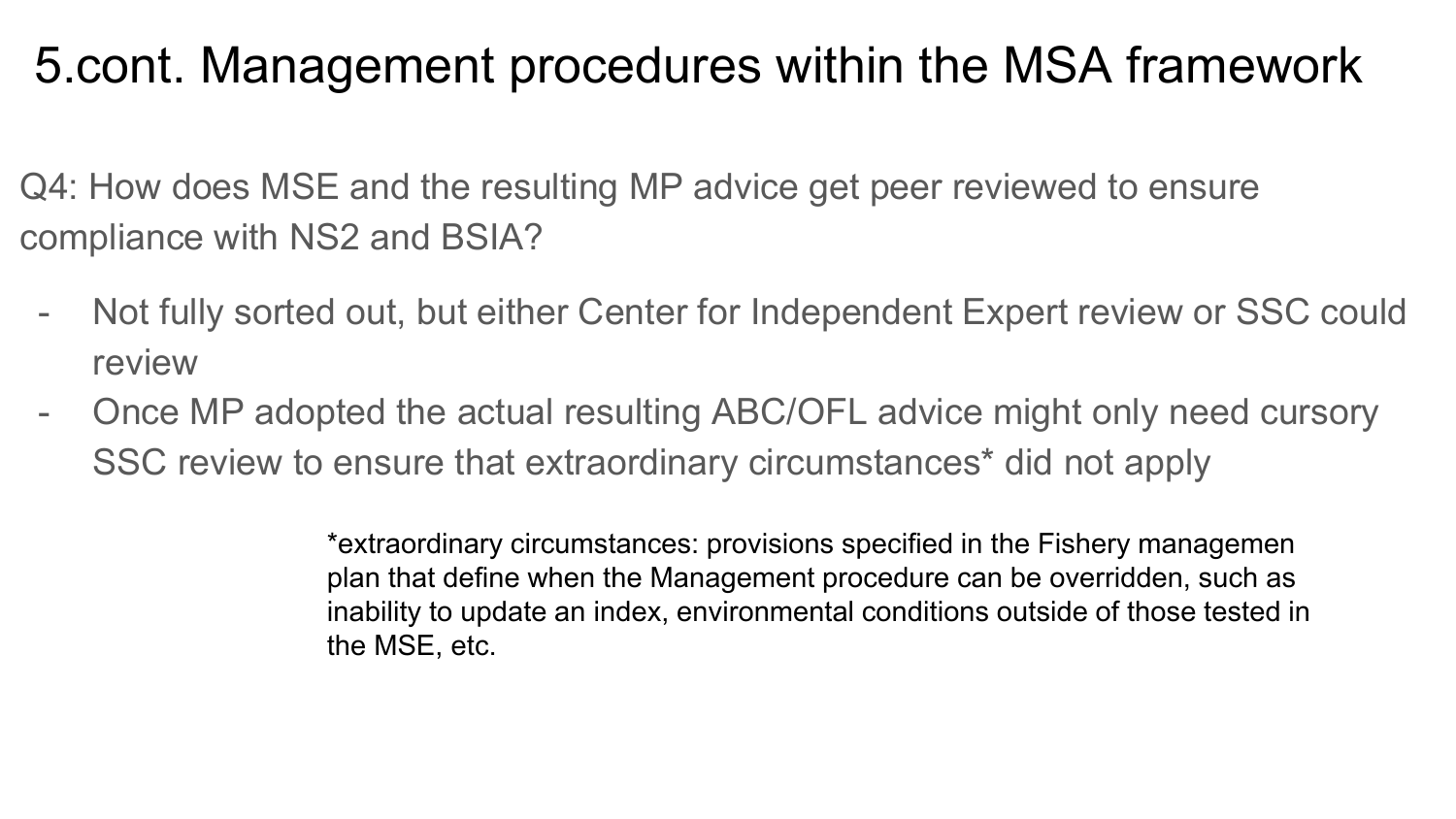# 5.cont. Management procedures within the MSA framework

Q4: How does MSE and the resulting MP advice get peer reviewed to ensure compliance with NS2 and BSIA?

- Not fully sorted out, but either Center for Independent Expert review or SSC could review
- Once MP adopted the actual resulting ABC/OFL advice might only need cursory SSC review to ensure that extraordinary circumstances* did not apply

*extraordinary circumstances: provisions specified in the Fishery managemen plan that define when the Management procedure can be overridden, such as inability to update an index, environmental conditions outside of those tested in the MSE, etc.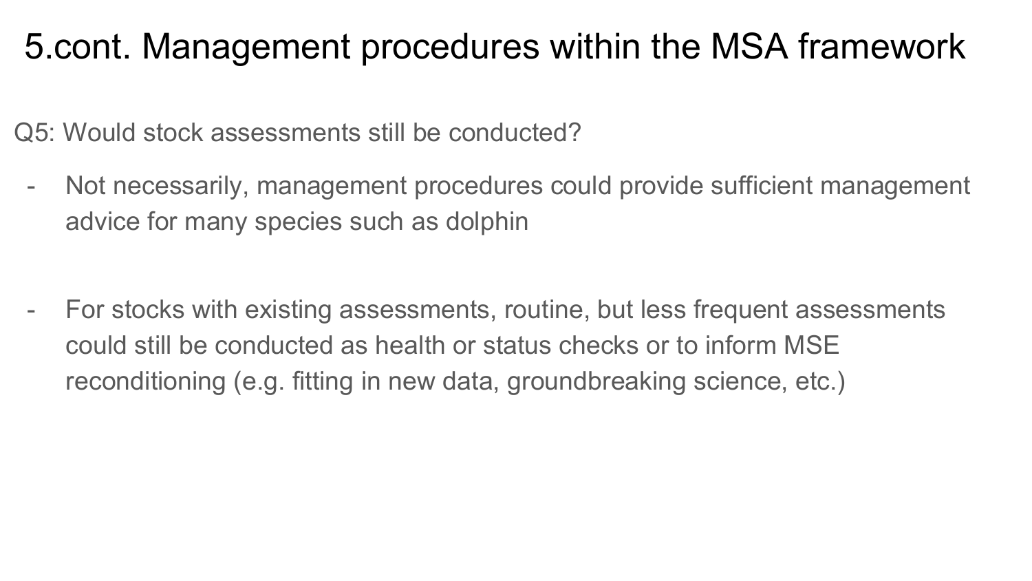# 5.cont. Management procedures within the MSA framework

Q5: Would stock assessments still be conducted?

- Not necessarily, management procedures could provide sufficient management advice for many species such as dolphin

- For stocks with existing assessments, routine, but less frequent assessments could still be conducted as health or status checks or to inform MSE reconditioning (e.g. fitting in new data, groundbreaking science, etc.)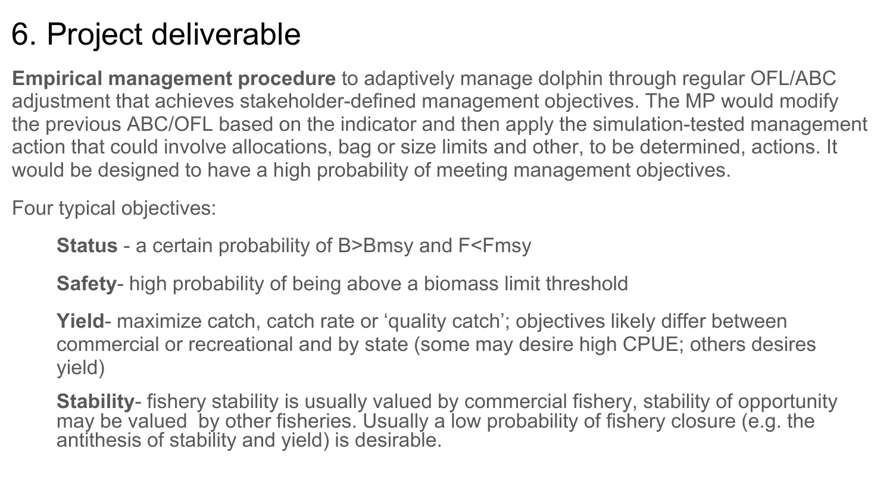# 6. Project deliverable

**Empirical management procedure** to adaptively manage dolphin through regular OFL/ABC adjustment that achieves stakeholder-defined management objectives. The MP would modify the previous ABC/OFL based on the indicator and then apply the simulation-tested management action that could involve allocations, bag or size limits and other, to be determined, actions. It would be designed to have a high probability of meeting management objectives.

Four typical objectives:

- **Status** - a certain probability of $B > B_{msy}$ and $F < F_{msy}$
- **Safety**- high probability of being above a biomass limit threshold
- **Yield**- maximize catch, catch rate or 'quality catch'; objectives likely differ between commercial or recreational and by state (some may desire high CPUE; others desires yield)
- **Stability**- fishery stability is usually valued by commercial fishery, stability of opportunity may be valued by other fisheries. Usually a low probability of fishery closure (e.g. the antithesis of stability and yield) is desirable.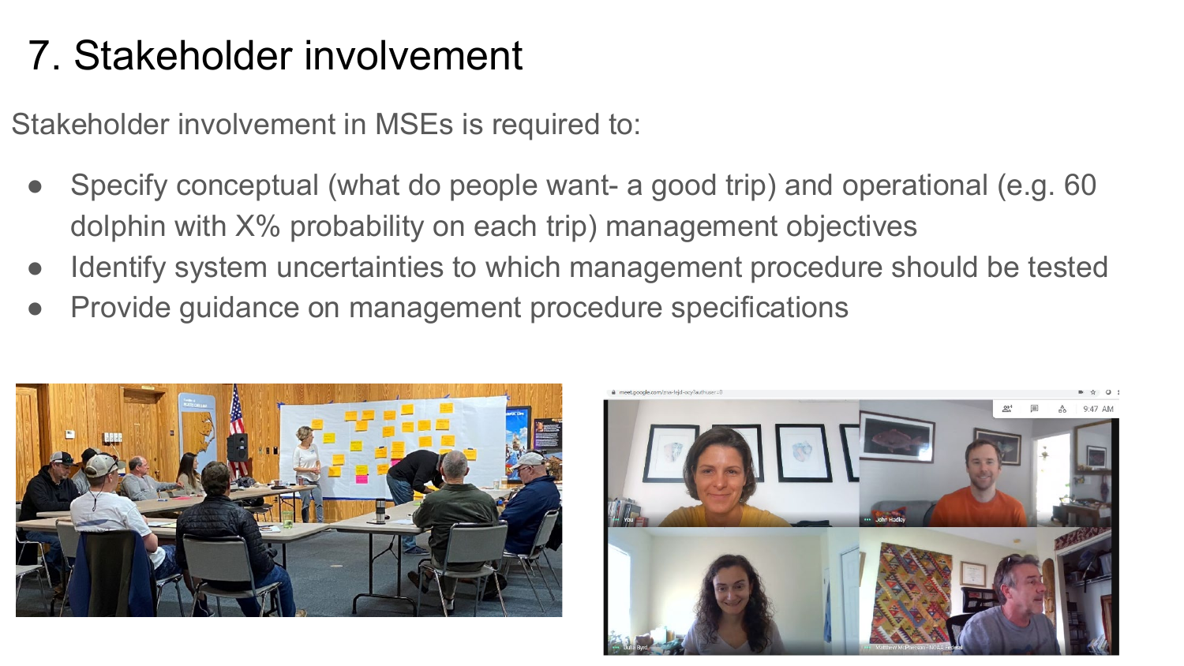# 7. Stakeholder involvement

Stakeholder involvement in MSEs is required to:

- Specify conceptual (what do people want- a good trip) and operational (e.g. 60 dolphin with X% probability on each trip) management objectives
- Identify system uncertainties to which management procedure should be tested
- Provide guidance on management procedure specifications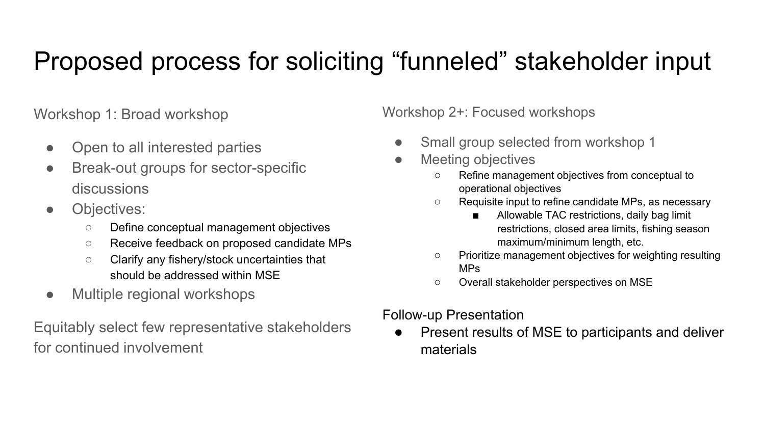# Proposed process for soliciting "funneled" stakeholder input

Workshop 1: Broad workshop

- Open to all interested parties
- Break-out groups for sector-specific discussions
- Objectives:
  - Define conceptual management objectives
  - Receive feedback on proposed candidate MPs
  - Clarify any fishery/stock uncertainties that should be addressed within MSE
- Multiple regional workshops

Equitably select few representative stakeholders for continued involvement

Workshop 2+: Focused workshops

- Small group selected from workshop 1
- Meeting objectives
  - Refine management objectives from conceptual to operational objectives
  - Requisite input to refine candidate MPs, as necessary
    - Allowable TAC restrictions, daily bag limit restrictions, closed area limits, fishing season maximum/minimum length, etc.
  - Prioritize management objectives for weighting resulting MPs
  - Overall stakeholder perspectives on MSE

Follow-up Presentation

- Present results of MSE to participants and deliver materials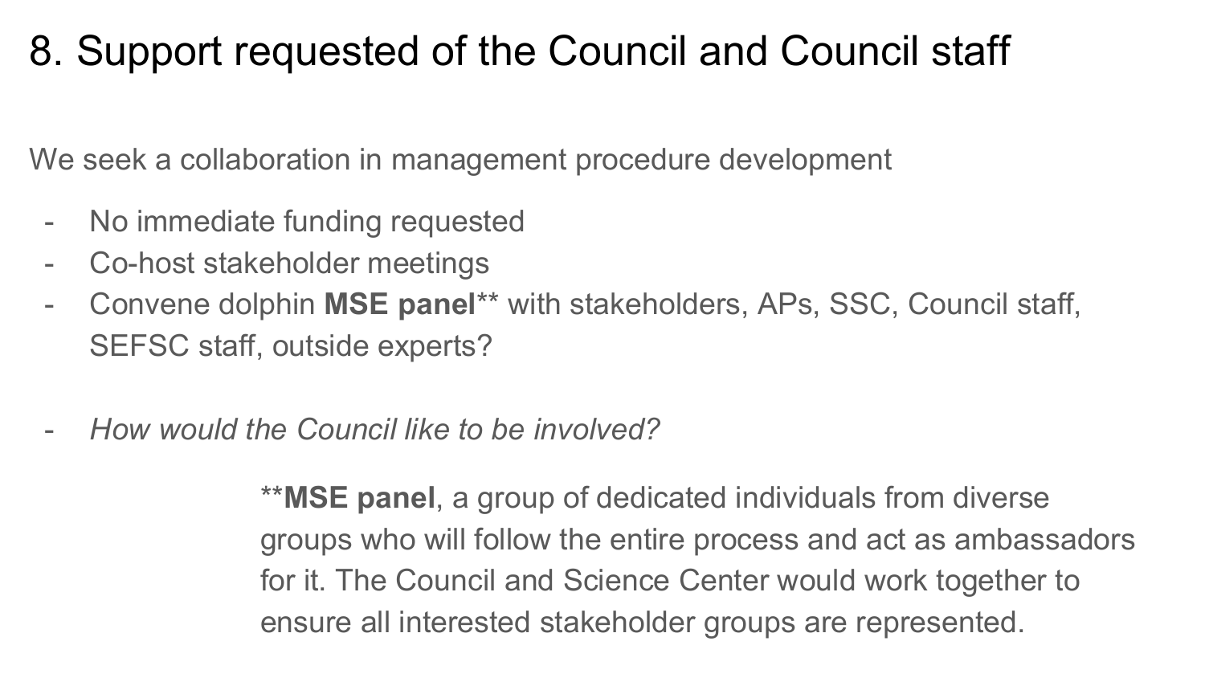# 8. Support requested of the Council and Council staff

We seek a collaboration in management procedure development

- No immediate funding requested
- Co-host stakeholder meetings
- Convene dolphin **MSE panel**** with stakeholders, APs, SSC, Council staff, SEFSC staff, outside experts?

- *How would the Council like to be involved?*

**\*\*MSE panel**, a group of dedicated individuals from diverse groups who will follow the entire process and act as ambassadors for it. The Council and Science Center would work together to ensure all interested stakeholder groups are represented.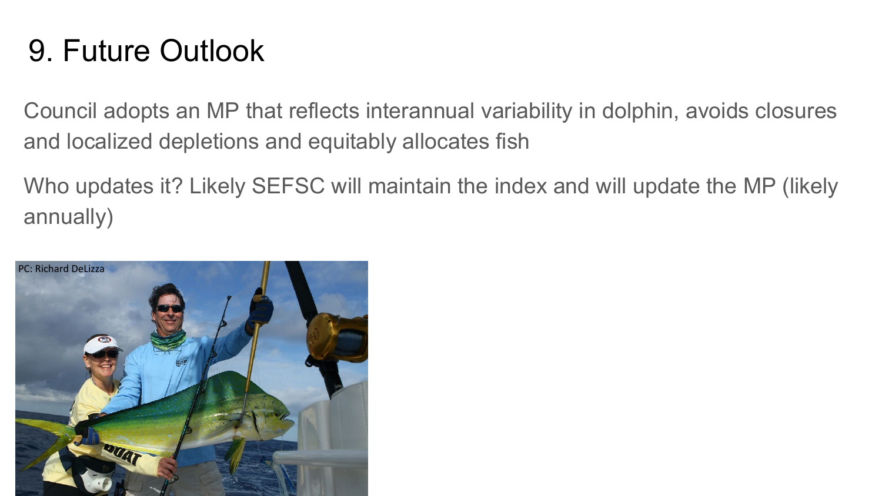# 9. Future Outlook

Council adopts an MP that reflects interannual variability in dolphin, avoids closures and localized depletions and equitably allocates fish

Who updates it? Likely SEFSC will maintain the index and will update the MP (likely annually)

PC: Richard DeLizza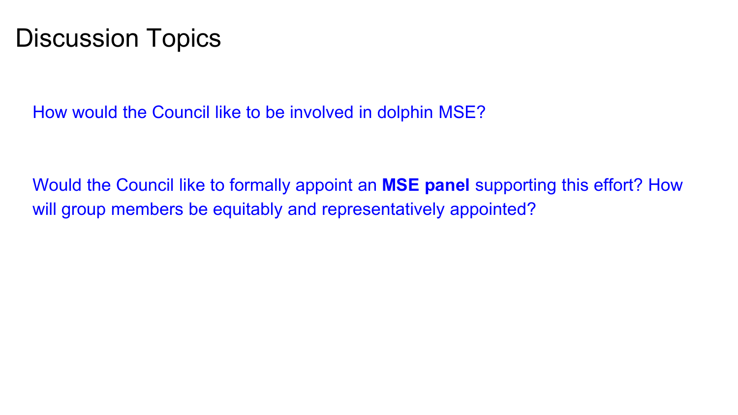# Discussion Topics

How would the Council like to be involved in dolphin MSE?

Would the Council like to formally appoint an **MSE panel** supporting this effort? How will group members be equitably and representatively appointed?